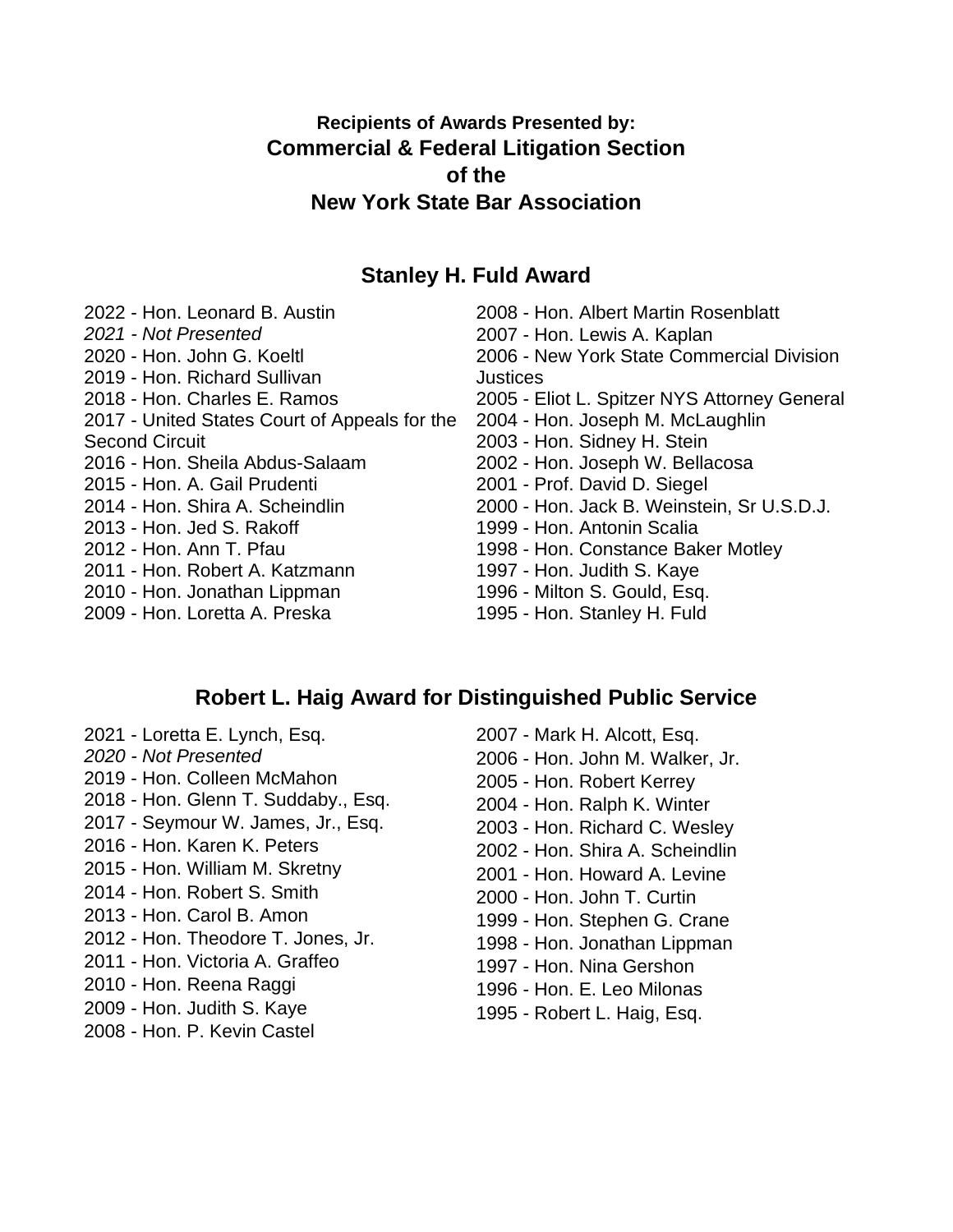**Recipients of Awards Presented by:**

# Commercial & Federal Litigation Section of the New York State Bar Association

## Stanley H. Fuld Award

2022 - Hon. Leonard B. Austin
*2021 - Not Presented*
2020 - Hon. John G. Koeltl
2019 - Hon. Richard Sullivan
2018 - Hon. Charles E. Ramos
2017 - United States Court of Appeals for the Second Circuit
2016 - Hon. Sheila Abdus-Salaam
2015 - Hon. A. Gail Prudenti
2014 - Hon. Shira A. Scheindlin
2013 - Hon. Jed S. Rakoff
2012 - Hon. Ann T. Pfau
2011 - Hon. Robert A. Katzmann
2010 - Hon. Jonathan Lippman
2009 - Hon. Loretta A. Preska
2008 - Hon. Albert Martin Rosenblatt
2007 - Hon. Lewis A. Kaplan
2006 - New York State Commercial Division Justices
2005 - Eliot L. Spitzer NYS Attorney General
2004 - Hon. Joseph M. McLaughlin
2003 - Hon. Sidney H. Stein
2002 - Hon. Joseph W. Bellacosa
2001 - Prof. David D. Siegel
2000 - Hon. Jack B. Weinstein, Sr U.S.D.J.
1999 - Hon. Antonin Scalia
1998 - Hon. Constance Baker Motley
1997 - Hon. Judith S. Kaye
1996 - Milton S. Gould, Esq.
1995 - Hon. Stanley H. Fuld

## Robert L. Haig Award for Distinguished Public Service

2021 - Loretta E. Lynch, Esq.
*2020 - Not Presented*
2019 - Hon. Colleen McMahon
2018 - Hon. Glenn T. Suddaby., Esq.
2017 - Seymour W. James, Jr., Esq.
2016 - Hon. Karen K. Peters
2015 - Hon. William M. Skretny
2014 - Hon. Robert S. Smith
2013 - Hon. Carol B. Amon
2012 - Hon. Theodore T. Jones, Jr.
2011 - Hon. Victoria A. Graffeo
2010 - Hon. Reena Raggi
2009 - Hon. Judith S. Kaye
2008 - Hon. P. Kevin Castel
2007 - Mark H. Alcott, Esq.
2006 - Hon. John M. Walker, Jr.
2005 - Hon. Robert Kerrey
2004 - Hon. Ralph K. Winter
2003 - Hon. Richard C. Wesley
2002 - Hon. Shira A. Scheindlin
2001 - Hon. Howard A. Levine
2000 - Hon. John T. Curtin
1999 - Hon. Stephen G. Crane
1998 - Hon. Jonathan Lippman
1997 - Hon. Nina Gershon
1996 - Hon. E. Leo Milonas
1995 - Robert L. Haig, Esq.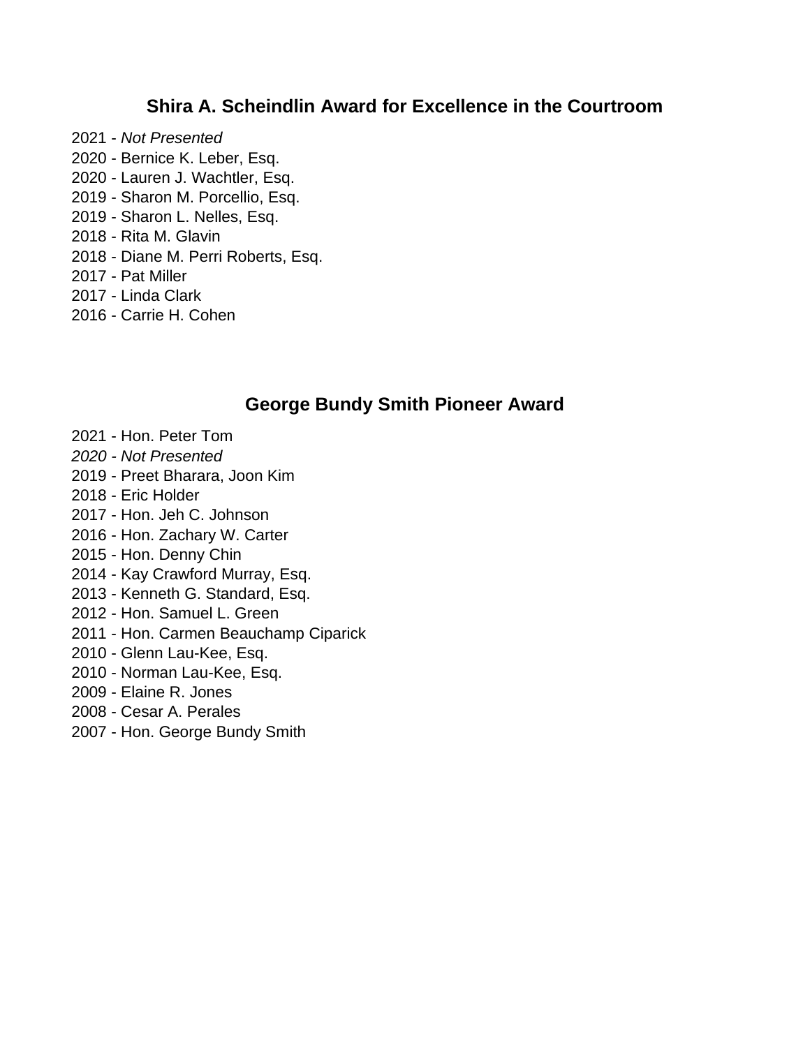## Shira A. Scheindlin Award for Excellence in the Courtroom

2021 - *Not Presented*
2020 - Bernice K. Leber, Esq.
2020 - Lauren J. Wachtler, Esq.
2019 - Sharon M. Porcellio, Esq.
2019 - Sharon L. Nelles, Esq.
2018 - Rita M. Glavin
2018 - Diane M. Perri Roberts, Esq.
2017 - Pat Miller
2017 - Linda Clark
2016 - Carrie H. Cohen

## George Bundy Smith Pioneer Award

2021 - Hon. Peter Tom
*2020 - Not Presented*
2019 - Preet Bharara, Joon Kim
2018 - Eric Holder
2017 - Hon. Jeh C. Johnson
2016 - Hon. Zachary W. Carter
2015 - Hon. Denny Chin
2014 - Kay Crawford Murray, Esq.
2013 - Kenneth G. Standard, Esq.
2012 - Hon. Samuel L. Green
2011 - Hon. Carmen Beauchamp Ciparick
2010 - Glenn Lau-Kee, Esq.
2010 - Norman Lau-Kee, Esq.
2009 - Elaine R. Jones
2008 - Cesar A. Perales
2007 - Hon. George Bundy Smith